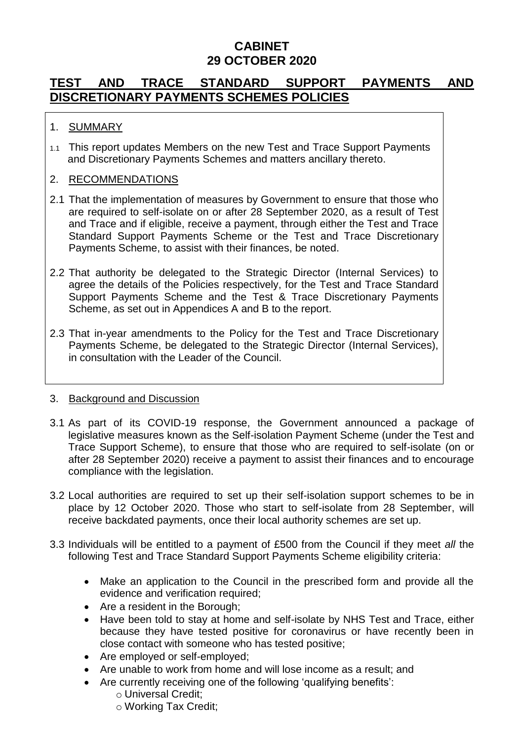# CABINET
# 29 OCTOBER 2020

## TEST AND TRACE STANDARD SUPPORT PAYMENTS AND DISCRETIONARY PAYMENTS SCHEMES POLICIES

1. SUMMARY

1.1 This report updates Members on the new Test and Trace Support Payments and Discretionary Payments Schemes and matters ancillary thereto.

2. RECOMMENDATIONS

2.1 That the implementation of measures by Government to ensure that those who are required to self-isolate on or after 28 September 2020, as a result of Test and Trace and if eligible, receive a payment, through either the Test and Trace Standard Support Payments Scheme or the Test and Trace Discretionary Payments Scheme, to assist with their finances, be noted.

2.2 That authority be delegated to the Strategic Director (Internal Services) to agree the details of the Policies respectively, for the Test and Trace Standard Support Payments Scheme and the Test & Trace Discretionary Payments Scheme, as set out in Appendices A and B to the report.

2.3 That in-year amendments to the Policy for the Test and Trace Discretionary Payments Scheme, be delegated to the Strategic Director (Internal Services), in consultation with the Leader of the Council.

3. Background and Discussion

3.1 As part of its COVID-19 response, the Government announced a package of legislative measures known as the Self-isolation Payment Scheme (under the Test and Trace Support Scheme), to ensure that those who are required to self-isolate (on or after 28 September 2020) receive a payment to assist their finances and to encourage compliance with the legislation.

3.2 Local authorities are required to set up their self-isolation support schemes to be in place by 12 October 2020. Those who start to self-isolate from 28 September, will receive backdated payments, once their local authority schemes are set up.

3.3 Individuals will be entitled to a payment of £500 from the Council if they meet *all* the following Test and Trace Standard Support Payments Scheme eligibility criteria:

- Make an application to the Council in the prescribed form and provide all the evidence and verification required;
- Are a resident in the Borough;
- Have been told to stay at home and self-isolate by NHS Test and Trace, either because they have tested positive for coronavirus or have recently been in close contact with someone who has tested positive;
- Are employed or self-employed;
- Are unable to work from home and will lose income as a result; and
- Are currently receiving one of the following 'qualifying benefits':
  - Universal Credit;
  - Working Tax Credit;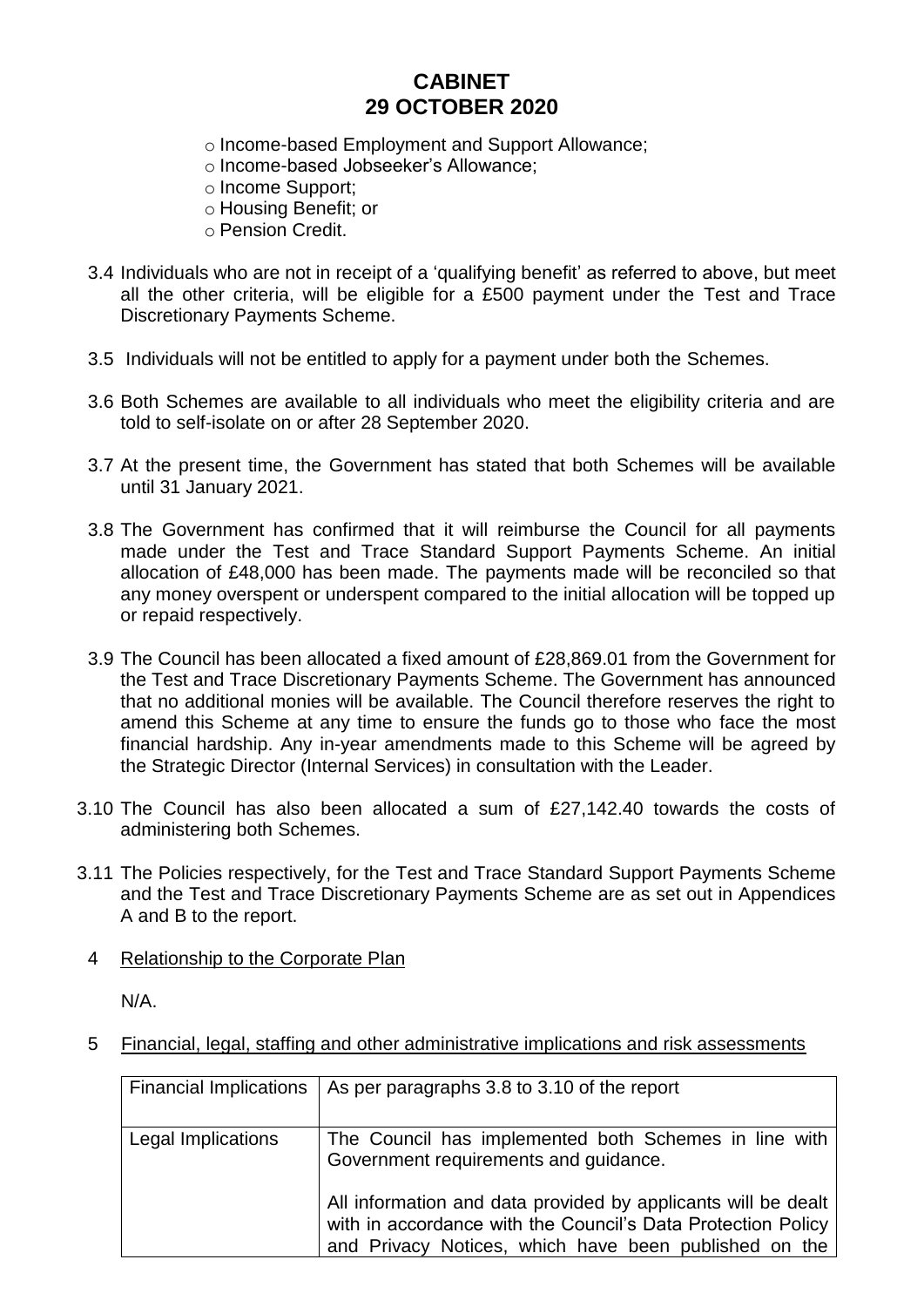- Income-based Employment and Support Allowance;
- Income-based Jobseeker's Allowance;
- Income Support;
- Housing Benefit; or
- Pension Credit.

3.4 Individuals who are not in receipt of a 'qualifying benefit' as referred to above, but meet all the other criteria, will be eligible for a £500 payment under the Test and Trace Discretionary Payments Scheme.

3.5 Individuals will not be entitled to apply for a payment under both the Schemes.

3.6 Both Schemes are available to all individuals who meet the eligibility criteria and are told to self-isolate on or after 28 September 2020.

3.7 At the present time, the Government has stated that both Schemes will be available until 31 January 2021.

3.8 The Government has confirmed that it will reimburse the Council for all payments made under the Test and Trace Standard Support Payments Scheme. An initial allocation of £48,000 has been made. The payments made will be reconciled so that any money overspent or underspent compared to the initial allocation will be topped up or repaid respectively.

3.9 The Council has been allocated a fixed amount of £28,869.01 from the Government for the Test and Trace Discretionary Payments Scheme. The Government has announced that no additional monies will be available. The Council therefore reserves the right to amend this Scheme at any time to ensure the funds go to those who face the most financial hardship. Any in-year amendments made to this Scheme will be agreed by the Strategic Director (Internal Services) in consultation with the Leader.

3.10 The Council has also been allocated a sum of £27,142.40 towards the costs of administering both Schemes.

3.11 The Policies respectively, for the Test and Trace Standard Support Payments Scheme and the Test and Trace Discretionary Payments Scheme are as set out in Appendices A and B to the report.

4 Relationship to the Corporate Plan

N/A.

5 Financial, legal, staffing and other administrative implications and risk assessments

| | |
|---|---|
| Financial Implications | As per paragraphs 3.8 to 3.10 of the report |
| Legal Implications | The Council has implemented both Schemes in line with Government requirements and guidance.<br><br>All information and data provided by applicants will be dealt with in accordance with the Council's Data Protection Policy and Privacy Notices, which have been published on the |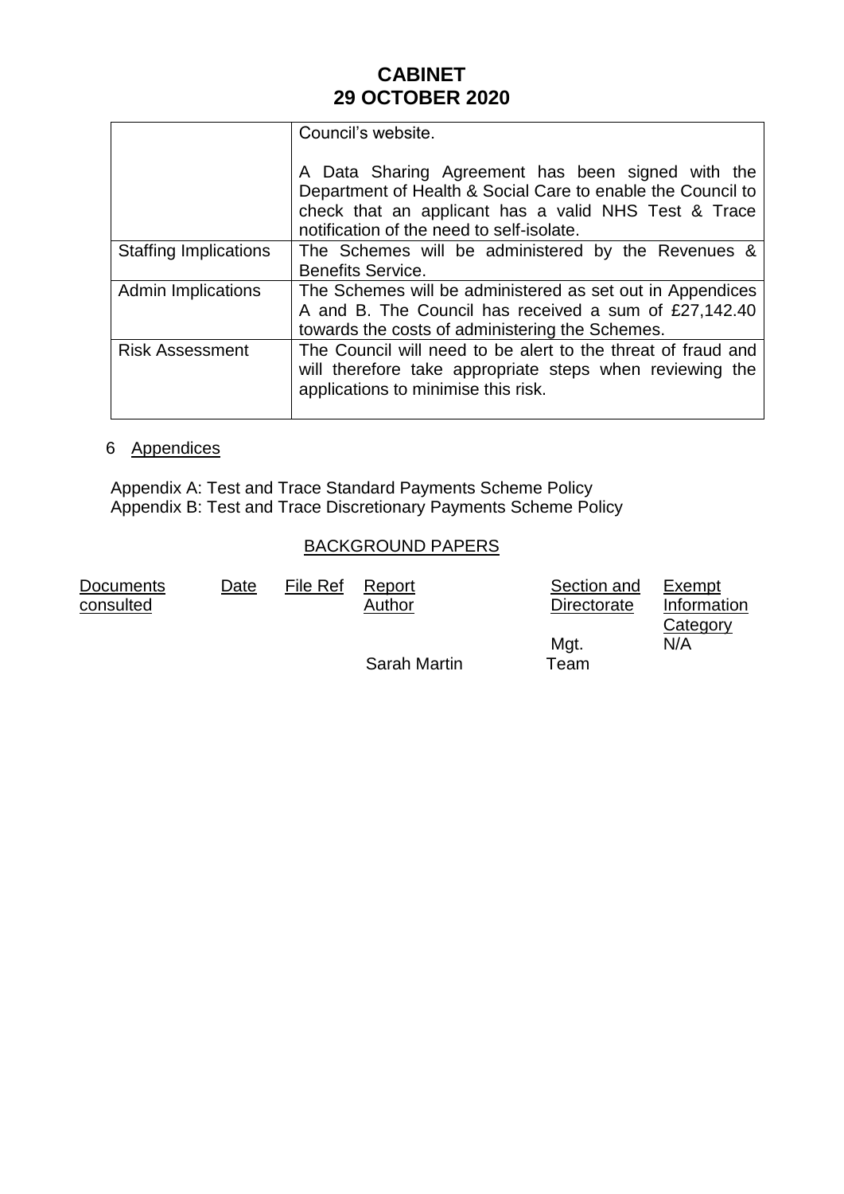| | |
|---|---|
| | Council's website.<br><br>A Data Sharing Agreement has been signed with the Department of Health & Social Care to enable the Council to check that an applicant has a valid NHS Test & Trace notification of the need to self-isolate. |
| Staffing Implications | The Schemes will be administered by the Revenues & Benefits Service. |
| Admin Implications | The Schemes will be administered as set out in Appendices A and B. The Council has received a sum of £27,142.40 towards the costs of administering the Schemes. |
| Risk Assessment | The Council will need to be alert to the threat of fraud and will therefore take appropriate steps when reviewing the applications to minimise this risk. |

6 Appendices

Appendix A: Test and Trace Standard Payments Scheme Policy
Appendix B: Test and Trace Discretionary Payments Scheme Policy

## BACKGROUND PAPERS

| Documents consulted | Date | File Ref | Report Author | Section and Directorate | Exempt Information Category |
|---|---|---|---|---|---|
| | | | Sarah Martin | Mgt. Team | N/A |